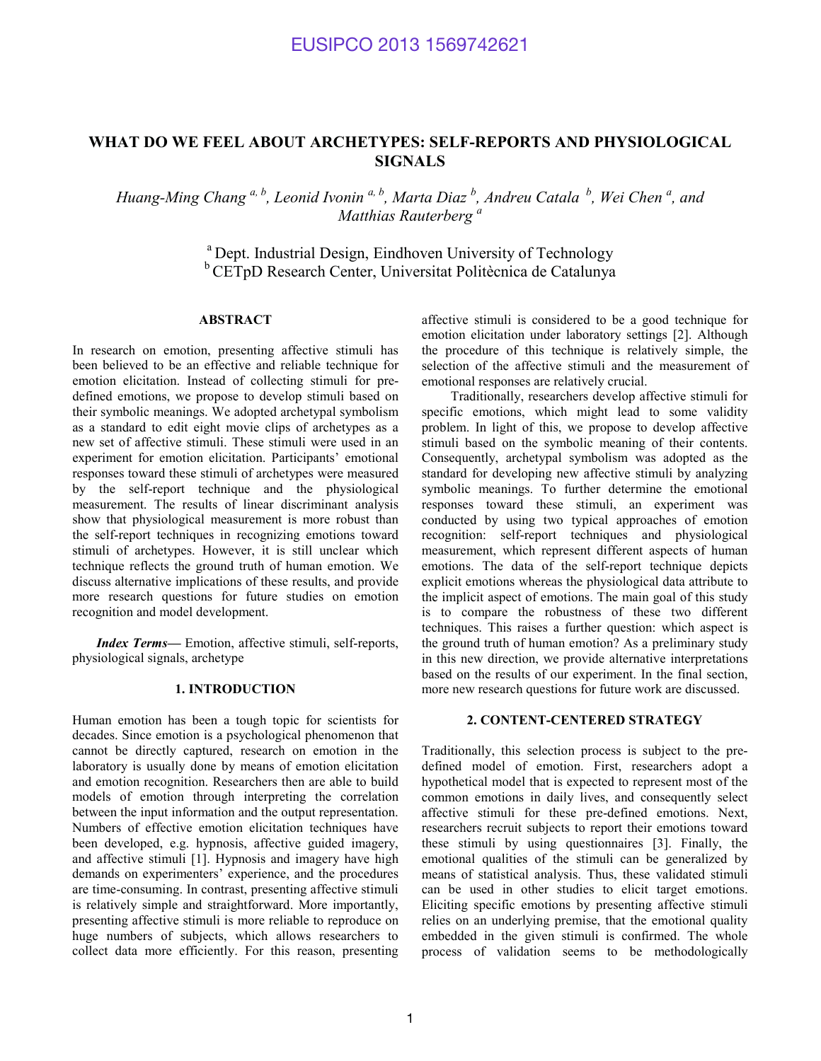# WHAT DO WE FEEL ABOUT ARCHETYPES: SELF-REPORTS AND PHYSIOLOGICAL SIGNALS

*Huang-Ming Chang [a, b], Leonid Ivonin [a, b], Marta Diaz [b], Andreu Catala [b], Wei Chen [a], and Matthias Rauterberg [a]*

[a] Dept. Industrial Design, Eindhoven University of Technology
[b] CETpD Research Center, Universitat Politècnica de Catalunya

## ABSTRACT

In research on emotion, presenting affective stimuli has been believed to be an effective and reliable technique for emotion elicitation. Instead of collecting stimuli for pre-defined emotions, we propose to develop stimuli based on their symbolic meanings. We adopted archetypal symbolism as a standard to edit eight movie clips of archetypes as a new set of affective stimuli. These stimuli were used in an experiment for emotion elicitation. Participants' emotional responses toward these stimuli of archetypes were measured by the self-report technique and the physiological measurement. The results of linear discriminant analysis show that physiological measurement is more robust than the self-report techniques in recognizing emotions toward stimuli of archetypes. However, it is still unclear which technique reflects the ground truth of human emotion. We discuss alternative implications of these results, and provide more research questions for future studies on emotion recognition and model development.

***Index Terms*—** Emotion, affective stimuli, self-reports, physiological signals, archetype

## 1. INTRODUCTION

Human emotion has been a tough topic for scientists for decades. Since emotion is a psychological phenomenon that cannot be directly captured, research on emotion in the laboratory is usually done by means of emotion elicitation and emotion recognition. Researchers then are able to build models of emotion through interpreting the correlation between the input information and the output representation. Numbers of effective emotion elicitation techniques have been developed, e.g. hypnosis, affective guided imagery, and affective stimuli [1]. Hypnosis and imagery have high demands on experimenters' experience, and the procedures are time-consuming. In contrast, presenting affective stimuli is relatively simple and straightforward. More importantly, presenting affective stimuli is more reliable to reproduce on huge numbers of subjects, which allows researchers to collect data more efficiently. For this reason, presenting affective stimuli is considered to be a good technique for emotion elicitation under laboratory settings [2]. Although the procedure of this technique is relatively simple, the selection of the affective stimuli and the measurement of emotional responses are relatively crucial.

Traditionally, researchers develop affective stimuli for specific emotions, which might lead to some validity problem. In light of this, we propose to develop affective stimuli based on the symbolic meaning of their contents. Consequently, archetypal symbolism was adopted as the standard for developing new affective stimuli by analyzing symbolic meanings. To further determine the emotional responses toward these stimuli, an experiment was conducted by using two typical approaches of emotion recognition: self-report techniques and physiological measurement, which represent different aspects of human emotions. The data of the self-report technique depicts explicit emotions whereas the physiological data attribute to the implicit aspect of emotions. The main goal of this study is to compare the robustness of these two different techniques. This raises a further question: which aspect is the ground truth of human emotion? As a preliminary study in this new direction, we provide alternative interpretations based on the results of our experiment. In the final section, more new research questions for future work are discussed.

## 2. CONTENT-CENTERED STRATEGY

Traditionally, this selection process is subject to the pre-defined model of emotion. First, researchers adopt a hypothetical model that is expected to represent most of the common emotions in daily lives, and consequently select affective stimuli for these pre-defined emotions. Next, researchers recruit subjects to report their emotions toward these stimuli by using questionnaires [3]. Finally, the emotional qualities of the stimuli can be generalized by means of statistical analysis. Thus, these validated stimuli can be used in other studies to elicit target emotions. Eliciting specific emotions by presenting affective stimuli relies on an underlying premise, that the emotional quality embedded in the given stimuli is confirmed. The whole process of validation seems to be methodologically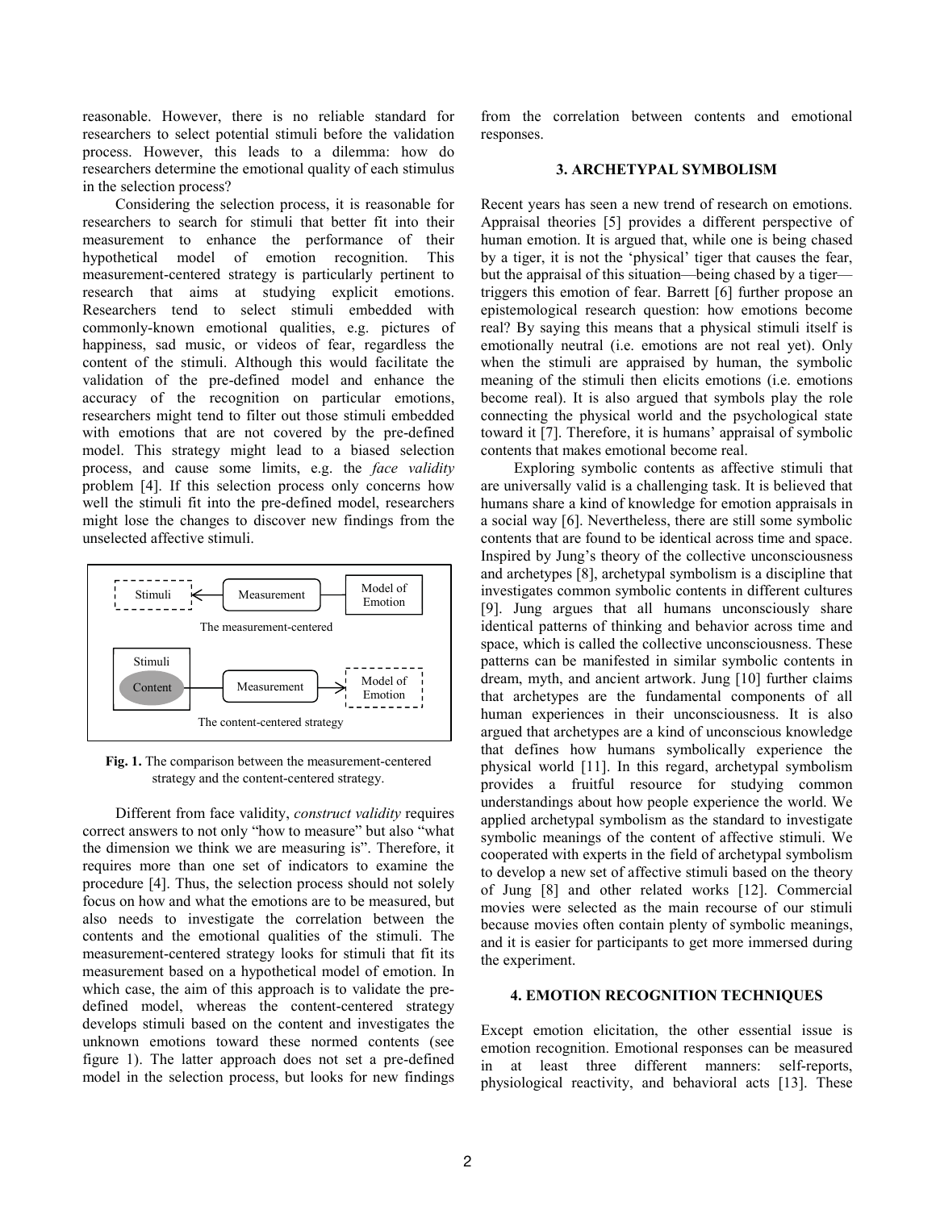reasonable. However, there is no reliable standard for researchers to select potential stimuli before the validation process. However, this leads to a dilemma: how do researchers determine the emotional quality of each stimulus in the selection process?

Considering the selection process, it is reasonable for researchers to search for stimuli that better fit into their measurement to enhance the performance of their hypothetical model of emotion recognition. This measurement-centered strategy is particularly pertinent to research that aims at studying explicit emotions. Researchers tend to select stimuli embedded with commonly-known emotional qualities, e.g. pictures of happiness, sad music, or videos of fear, regardless the content of the stimuli. Although this would facilitate the validation of the pre-defined model and enhance the accuracy of the recognition on particular emotions, researchers might tend to filter out those stimuli embedded with emotions that are not covered by the pre-defined model. This strategy might lead to a biased selection process, and cause some limits, e.g. the *face validity* problem [4]. If this selection process only concerns how well the stimuli fit into the pre-defined model, researchers might lose the changes to discover new findings from the unselected affective stimuli.

Stimuli ← Measurement — Model of Emotion

The measurement-centered

Stimuli (Content) — Measurement → Model of Emotion

The content-centered strategy

**Fig. 1.** The comparison between the measurement-centered strategy and the content-centered strategy.

Different from face validity, *construct validity* requires correct answers to not only "how to measure" but also "what the dimension we think we are measuring is". Therefore, it requires more than one set of indicators to examine the procedure [4]. Thus, the selection process should not solely focus on how and what the emotions are to be measured, but also needs to investigate the correlation between the contents and the emotional qualities of the stimuli. The measurement-centered strategy looks for stimuli that fit its measurement based on a hypothetical model of emotion. In which case, the aim of this approach is to validate the pre-defined model, whereas the content-centered strategy develops stimuli based on the content and investigates the unknown emotions toward these normed contents (see figure 1). The latter approach does not set a pre-defined model in the selection process, but looks for new findings from the correlation between contents and emotional responses.

## 3. ARCHETYPAL SYMBOLISM

Recent years has seen a new trend of research on emotions. Appraisal theories [5] provides a different perspective of human emotion. It is argued that, while one is being chased by a tiger, it is not the 'physical' tiger that causes the fear, but the appraisal of this situation—being chased by a tiger—triggers this emotion of fear. Barrett [6] further propose an epistemological research question: how emotions become real? By saying this means that a physical stimuli itself is emotionally neutral (i.e. emotions are not real yet). Only when the stimuli are appraised by human, the symbolic meaning of the stimuli then elicits emotions (i.e. emotions become real). It is also argued that symbols play the role connecting the physical world and the psychological state toward it [7]. Therefore, it is humans' appraisal of symbolic contents that makes emotional become real.

Exploring symbolic contents as affective stimuli that are universally valid is a challenging task. It is believed that humans share a kind of knowledge for emotion appraisals in a social way [6]. Nevertheless, there are still some symbolic contents that are found to be identical across time and space. Inspired by Jung's theory of the collective unconsciousness and archetypes [8], archetypal symbolism is a discipline that investigates common symbolic contents in different cultures [9]. Jung argues that all humans unconsciously share identical patterns of thinking and behavior across time and space, which is called the collective unconsciousness. These patterns can be manifested in similar symbolic contents in dream, myth, and ancient artwork. Jung [10] further claims that archetypes are the fundamental components of all human experiences in their unconsciousness. It is also argued that archetypes are a kind of unconscious knowledge that defines how humans symbolically experience the physical world [11]. In this regard, archetypal symbolism provides a fruitful resource for studying common understandings about how people experience the world. We applied archetypal symbolism as the standard to investigate symbolic meanings of the content of affective stimuli. We cooperated with experts in the field of archetypal symbolism to develop a new set of affective stimuli based on the theory of Jung [8] and other related works [12]. Commercial movies were selected as the main recourse of our stimuli because movies often contain plenty of symbolic meanings, and it is easier for participants to get more immersed during the experiment.

## 4. EMOTION RECOGNITION TECHNIQUES

Except emotion elicitation, the other essential issue is emotion recognition. Emotional responses can be measured in at least three different manners: self-reports, physiological reactivity, and behavioral acts [13]. These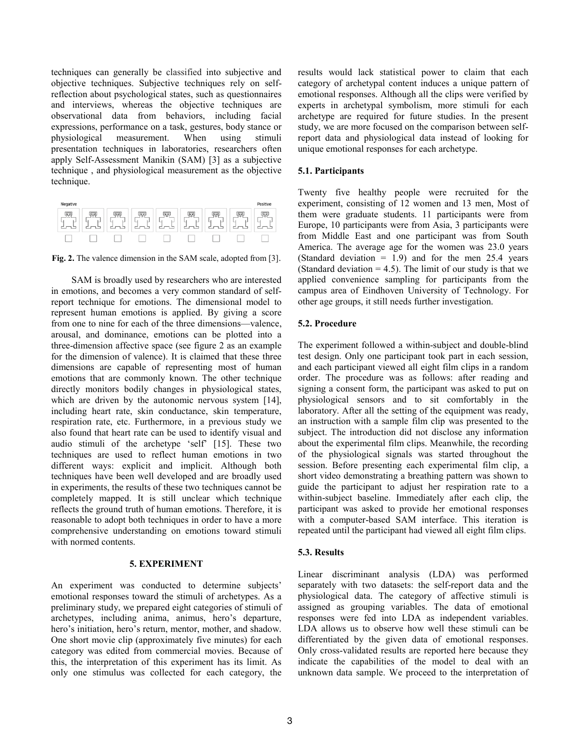techniques can generally be classified into subjective and objective techniques. Subjective techniques rely on self-reflection about psychological states, such as questionnaires and interviews, whereas the objective techniques are observational data from behaviors, including facial expressions, performance on a task, gestures, body stance or physiological measurement. When using stimuli presentation techniques in laboratories, researchers often apply Self-Assessment Manikin (SAM) [3] as a subjective technique , and physiological measurement as the objective technique.

**Fig. 2.** The valence dimension in the SAM scale, adopted from [3].

SAM is broadly used by researchers who are interested in emotions, and becomes a very common standard of self-report technique for emotions. The dimensional model to represent human emotions is applied. By giving a score from one to nine for each of the three dimensions—valence, arousal, and dominance, emotions can be plotted into a three-dimension affective space (see figure 2 as an example for the dimension of valence). It is claimed that these three dimensions are capable of representing most of human emotions that are commonly known. The other technique directly monitors bodily changes in physiological states, which are driven by the autonomic nervous system [14], including heart rate, skin conductance, skin temperature, respiration rate, etc. Furthermore, in a previous study we also found that heart rate can be used to identify visual and audio stimuli of the archetype 'self' [15]. These two techniques are used to reflect human emotions in two different ways: explicit and implicit. Although both techniques have been well developed and are broadly used in experiments, the results of these two techniques cannot be completely mapped. It is still unclear which technique reflects the ground truth of human emotions. Therefore, it is reasonable to adopt both techniques in order to have a more comprehensive understanding on emotions toward stimuli with normed contents.

## 5. EXPERIMENT

An experiment was conducted to determine subjects' emotional responses toward the stimuli of archetypes. As a preliminary study, we prepared eight categories of stimuli of archetypes, including anima, animus, hero's departure, hero's initiation, hero's return, mentor, mother, and shadow. One short movie clip (approximately five minutes) for each category was edited from commercial movies. Because of this, the interpretation of this experiment has its limit. As only one stimulus was collected for each category, the results would lack statistical power to claim that each category of archetypal content induces a unique pattern of emotional responses. Although all the clips were verified by experts in archetypal symbolism, more stimuli for each archetype are required for future studies. In the present study, we are more focused on the comparison between self-report data and physiological data instead of looking for unique emotional responses for each archetype.

### 5.1. Participants

Twenty five healthy people were recruited for the experiment, consisting of 12 women and 13 men, Most of them were graduate students. 11 participants were from Europe, 10 participants were from Asia, 3 participants were from Middle East and one participant was from South America. The average age for the women was 23.0 years (Standard deviation = 1.9) and for the men 25.4 years (Standard deviation = 4.5). The limit of our study is that we applied convenience sampling for participants from the campus area of Eindhoven University of Technology. For other age groups, it still needs further investigation.

### 5.2. Procedure

The experiment followed a within-subject and double-blind test design. Only one participant took part in each session, and each participant viewed all eight film clips in a random order. The procedure was as follows: after reading and signing a consent form, the participant was asked to put on physiological sensors and to sit comfortably in the laboratory. After all the setting of the equipment was ready, an instruction with a sample film clip was presented to the subject. The introduction did not disclose any information about the experimental film clips. Meanwhile, the recording of the physiological signals was started throughout the session. Before presenting each experimental film clip, a short video demonstrating a breathing pattern was shown to guide the participant to adjust her respiration rate to a within-subject baseline. Immediately after each clip, the participant was asked to provide her emotional responses with a computer-based SAM interface. This iteration is repeated until the participant had viewed all eight film clips.

### 5.3. Results

Linear discriminant analysis (LDA) was performed separately with two datasets: the self-report data and the physiological data. The category of affective stimuli is assigned as grouping variables. The data of emotional responses were fed into LDA as independent variables. LDA allows us to observe how well these stimuli can be differentiated by the given data of emotional responses. Only cross-validated results are reported here because they indicate the capabilities of the model to deal with an unknown data sample. We proceed to the interpretation of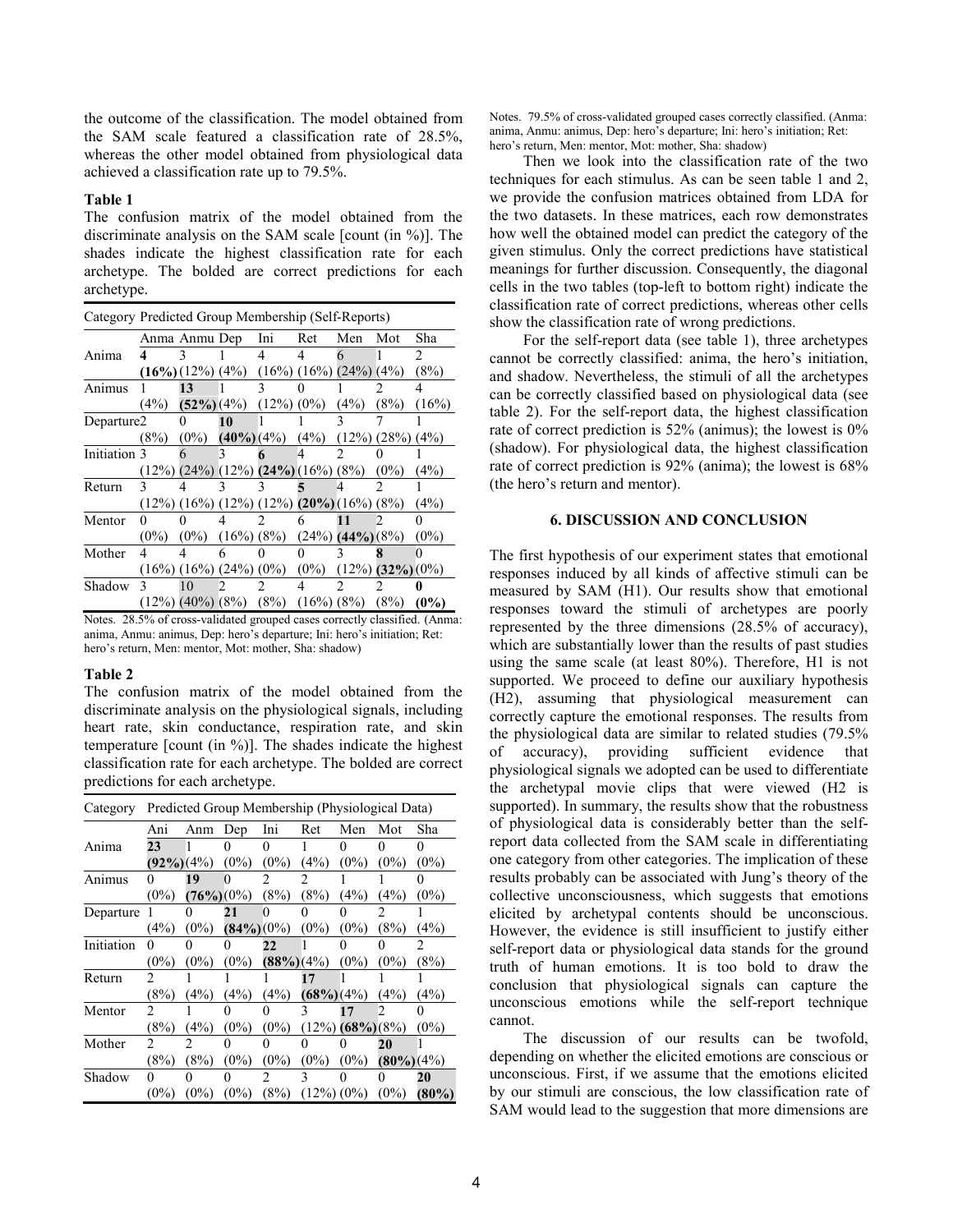the outcome of the classification. The model obtained from the SAM scale featured a classification rate of 28.5%, whereas the other model obtained from physiological data achieved a classification rate up to 79.5%.

**Table 1**

The confusion matrix of the model obtained from the discriminate analysis on the SAM scale [count (in %)]. The shades indicate the highest classification rate for each archetype. The bolded are correct predictions for each archetype.

| Category | Predicted Group Membership (Self-Reports) | | | | | | | |
|---|---|---|---|---|---|---|---|---|
| | Anma | Anmu | Dep | Ini | Ret | Men | Mot | Sha |
| Anima | **4 (16%)** | 3 (12%) | 1 (4%) | 4 (16%) | 4 (16%) | 6 (24%) | 1 (4%) | 2 (8%) |
| Animus | 1 (4%) | **13 (52%)** | 1 (4%) | 3 (12%) | 0 (0%) | 1 (4%) | 2 (8%) | 4 (16%) |
| Departure | 2 (8%) | 0 (0%) | **10 (40%)** | 1 (4%) | 1 (4%) | 3 (12%) | 7 (28%) | 1 (4%) |
| Initiation | 3 (12%) | 6 (24%) | 3 (12%) | **6 (24%)** | 4 (16%) | 2 (8%) | 0 (0%) | 1 (4%) |
| Return | 3 (12%) | 4 (16%) | 3 (12%) | 3 (12%) | **5 (20%)** | 4 (16%) | 2 (8%) | 1 (4%) |
| Mentor | 0 (0%) | 0 (0%) | 4 (16%) | 2 (8%) | 6 (24%) | **11 (44%)** | 2 (8%) | 0 (0%) |
| Mother | 4 (16%) | 4 (16%) | 6 (24%) | 0 (0%) | 0 (0%) | 3 (12%) | **8 (32%)** | 0 (0%) |
| Shadow | 3 (12%) | 10 (40%) | 2 (8%) | 2 (8%) | 4 (16%) | 2 (8%) | 2 (8%) | **0 (0%)** |

Notes. 28.5% of cross-validated grouped cases correctly classified. (Anma: anima, Anmu: animus, Dep: hero's departure; Ini: hero's initiation; Ret: hero's return, Men: mentor, Mot: mother, Sha: shadow)

**Table 2**

The confusion matrix of the model obtained from the discriminate analysis on the physiological signals, including heart rate, skin conductance, respiration rate, and skin temperature [count (in %)]. The shades indicate the highest classification rate for each archetype. The bolded are correct predictions for each archetype.

| Category | Predicted Group Membership (Physiological Data) | | | | | | | |
|---|---|---|---|---|---|---|---|---|
| | Ani | Anm | Dep | Ini | Ret | Men | Mot | Sha |
| Anima | **23 (92%)** | 1 (4%) | 0 (0%) | 0 (0%) | 1 (4%) | 0 (0%) | 0 (0%) | 0 (0%) |
| Animus | 0 (0%) | **19 (76%)** | 0 (0%) | 2 (8%) | 2 (8%) | 1 (4%) | 1 (4%) | 0 (0%) |
| Departure | 1 (4%) | 0 (0%) | **21 (84%)** | 0 (0%) | 0 (0%) | 0 (0%) | 2 (8%) | 1 (4%) |
| Initiation | 0 (0%) | 0 (0%) | 0 (0%) | **22 (88%)** | 1 (4%) | 0 (0%) | 0 (0%) | 2 (8%) |
| Return | 2 (8%) | 1 (4%) | 1 (4%) | 1 (4%) | **17 (68%)** | 1 (4%) | 1 (4%) | 1 (4%) |
| Mentor | 2 (8%) | 1 (4%) | 0 (0%) | 0 (0%) | 3 (12%) | **17 (68%)** | 2 (8%) | 0 (0%) |
| Mother | 2 (8%) | 2 (8%) | 0 (0%) | 0 (0%) | 0 (0%) | 0 (0%) | **20 (80%)** | 1 (4%) |
| Shadow | 0 (0%) | 0 (0%) | 0 (0%) | 2 (8%) | 3 (12%) | 0 (0%) | 0 (0%) | **20 (80%)** |

Notes. 79.5% of cross-validated grouped cases correctly classified. (Anma: anima, Anmu: animus, Dep: hero's departure; Ini: hero's initiation; Ret: hero's return, Men: mentor, Mot: mother, Sha: shadow)

Then we look into the classification rate of the two techniques for each stimulus. As can be seen table 1 and 2, we provide the confusion matrices obtained from LDA for the two datasets. In these matrices, each row demonstrates how well the obtained model can predict the category of the given stimulus. Only the correct predictions have statistical meanings for further discussion. Consequently, the diagonal cells in the two tables (top-left to bottom right) indicate the classification rate of correct predictions, whereas other cells show the classification rate of wrong predictions.

For the self-report data (see table 1), three archetypes cannot be correctly classified: anima, the hero's initiation, and shadow. Nevertheless, the stimuli of all the archetypes can be correctly classified based on physiological data (see table 2). For the self-report data, the highest classification rate of correct prediction is 52% (animus); the lowest is 0% (shadow). For physiological data, the highest classification rate of correct prediction is 92% (anima); the lowest is 68% (the hero's return and mentor).

## 6. DISCUSSION AND CONCLUSION

The first hypothesis of our experiment states that emotional responses induced by all kinds of affective stimuli can be measured by SAM (H1). Our results show that emotional responses toward the stimuli of archetypes are poorly represented by the three dimensions (28.5% of accuracy), which are substantially lower than the results of past studies using the same scale (at least 80%). Therefore, H1 is not supported. We proceed to define our auxiliary hypothesis (H2), assuming that physiological measurement can correctly capture the emotional responses. The results from the physiological data are similar to related studies (79.5% of accuracy), providing sufficient evidence that physiological signals we adopted can be used to differentiate the archetypal movie clips that were viewed (H2 is supported). In summary, the results show that the robustness of physiological data is considerably better than the self-report data collected from the SAM scale in differentiating one category from other categories. The implication of these results probably can be associated with Jung's theory of the collective unconsciousness, which suggests that emotions elicited by archetypal contents should be unconscious. However, the evidence is still insufficient to justify either self-report data or physiological data stands for the ground truth of human emotions. It is too bold to draw the conclusion that physiological signals can capture the unconscious emotions while the self-report technique cannot.

The discussion of our results can be twofold, depending on whether the elicited emotions are conscious or unconscious. First, if we assume that the emotions elicited by our stimuli are conscious, the low classification rate of SAM would lead to the suggestion that more dimensions are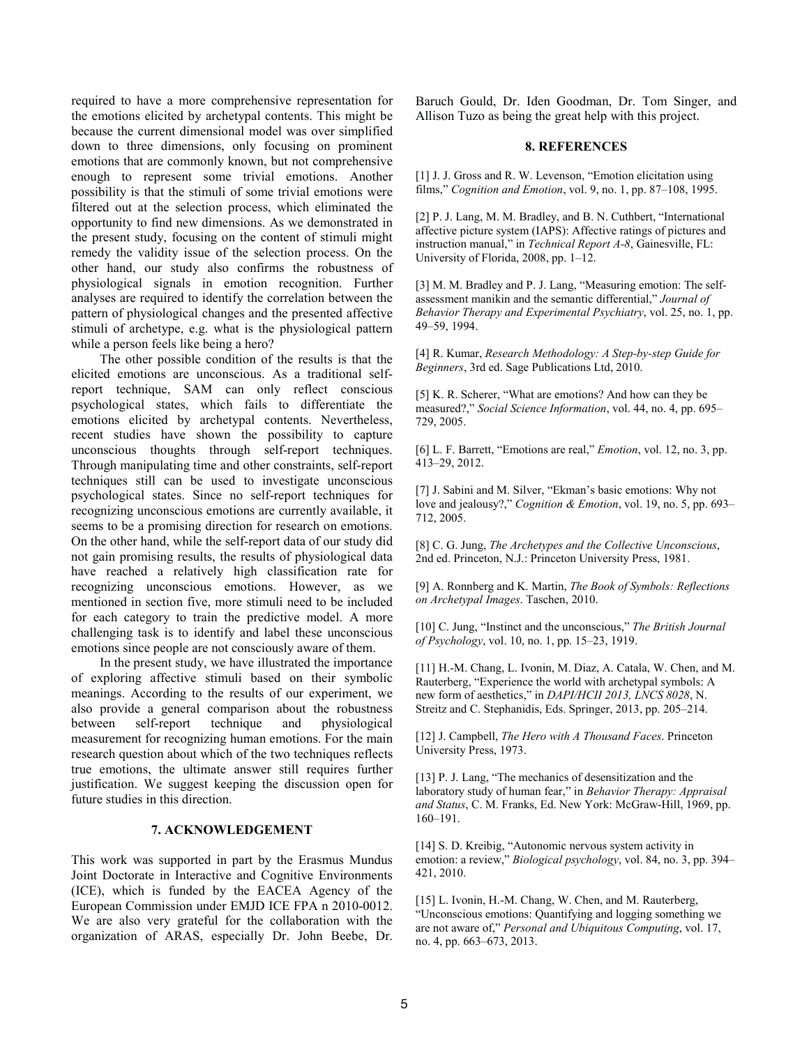required to have a more comprehensive representation for the emotions elicited by archetypal contents. This might be because the current dimensional model was over simplified down to three dimensions, only focusing on prominent emotions that are commonly known, but not comprehensive enough to represent some trivial emotions. Another possibility is that the stimuli of some trivial emotions were filtered out at the selection process, which eliminated the opportunity to find new dimensions. As we demonstrated in the present study, focusing on the content of stimuli might remedy the validity issue of the selection process. On the other hand, our study also confirms the robustness of physiological signals in emotion recognition. Further analyses are required to identify the correlation between the pattern of physiological changes and the presented affective stimuli of archetype, e.g. what is the physiological pattern while a person feels like being a hero?

The other possible condition of the results is that the elicited emotions are unconscious. As a traditional self-report technique, SAM can only reflect conscious psychological states, which fails to differentiate the emotions elicited by archetypal contents. Nevertheless, recent studies have shown the possibility to capture unconscious thoughts through self-report techniques. Through manipulating time and other constraints, self-report techniques still can be used to investigate unconscious psychological states. Since no self-report techniques for recognizing unconscious emotions are currently available, it seems to be a promising direction for research on emotions. On the other hand, while the self-report data of our study did not gain promising results, the results of physiological data have reached a relatively high classification rate for recognizing unconscious emotions. However, as we mentioned in section five, more stimuli need to be included for each category to train the predictive model. A more challenging task is to identify and label these unconscious emotions since people are not consciously aware of them.

In the present study, we have illustrated the importance of exploring affective stimuli based on their symbolic meanings. According to the results of our experiment, we also provide a general comparison about the robustness between self-report technique and physiological measurement for recognizing human emotions. For the main research question about which of the two techniques reflects true emotions, the ultimate answer still requires further justification. We suggest keeping the discussion open for future studies in this direction.

## 7. ACKNOWLEDGEMENT

This work was supported in part by the Erasmus Mundus Joint Doctorate in Interactive and Cognitive Environments (ICE), which is funded by the EACEA Agency of the European Commission under EMJD ICE FPA n 2010-0012. We are also very grateful for the collaboration with the organization of ARAS, especially Dr. John Beebe, Dr. Baruch Gould, Dr. Iden Goodman, Dr. Tom Singer, and Allison Tuzo as being the great help with this project.

## 8. REFERENCES

[1] J. J. Gross and R. W. Levenson, "Emotion elicitation using films," *Cognition and Emotion*, vol. 9, no. 1, pp. 87–108, 1995.

[2] P. J. Lang, M. M. Bradley, and B. N. Cuthbert, "International affective picture system (IAPS): Affective ratings of pictures and instruction manual," in *Technical Report A-8*, Gainesville, FL: University of Florida, 2008, pp. 1–12.

[3] M. M. Bradley and P. J. Lang, "Measuring emotion: The self-assessment manikin and the semantic differential," *Journal of Behavior Therapy and Experimental Psychiatry*, vol. 25, no. 1, pp. 49–59, 1994.

[4] R. Kumar, *Research Methodology: A Step-by-step Guide for Beginners*, 3rd ed. Sage Publications Ltd, 2010.

[5] K. R. Scherer, "What are emotions? And how can they be measured?," *Social Science Information*, vol. 44, no. 4, pp. 695–729, 2005.

[6] L. F. Barrett, "Emotions are real," *Emotion*, vol. 12, no. 3, pp. 413–29, 2012.

[7] J. Sabini and M. Silver, "Ekman's basic emotions: Why not love and jealousy?," *Cognition & Emotion*, vol. 19, no. 5, pp. 693–712, 2005.

[8] C. G. Jung, *The Archetypes and the Collective Unconscious*, 2nd ed. Princeton, N.J.: Princeton University Press, 1981.

[9] A. Ronnberg and K. Martin, *The Book of Symbols: Reflections on Archetypal Images*. Taschen, 2010.

[10] C. Jung, "Instinct and the unconscious," *The British Journal of Psychology*, vol. 10, no. 1, pp. 15–23, 1919.

[11] H.-M. Chang, L. Ivonin, M. Diaz, A. Catala, W. Chen, and M. Rauterberg, "Experience the world with archetypal symbols: A new form of aesthetics," in *DAPI/HCII 2013, LNCS 8028*, N. Streitz and C. Stephanidis, Eds. Springer, 2013, pp. 205–214.

[12] J. Campbell, *The Hero with A Thousand Faces*. Princeton University Press, 1973.

[13] P. J. Lang, "The mechanics of desensitization and the laboratory study of human fear," in *Behavior Therapy: Appraisal and Status*, C. M. Franks, Ed. New York: McGraw-Hill, 1969, pp. 160–191.

[14] S. D. Kreibig, "Autonomic nervous system activity in emotion: a review," *Biological psychology*, vol. 84, no. 3, pp. 394–421, 2010.

[15] L. Ivonin, H.-M. Chang, W. Chen, and M. Rauterberg, "Unconscious emotions: Quantifying and logging something we are not aware of," *Personal and Ubiquitous Computing*, vol. 17, no. 4, pp. 663–673, 2013.